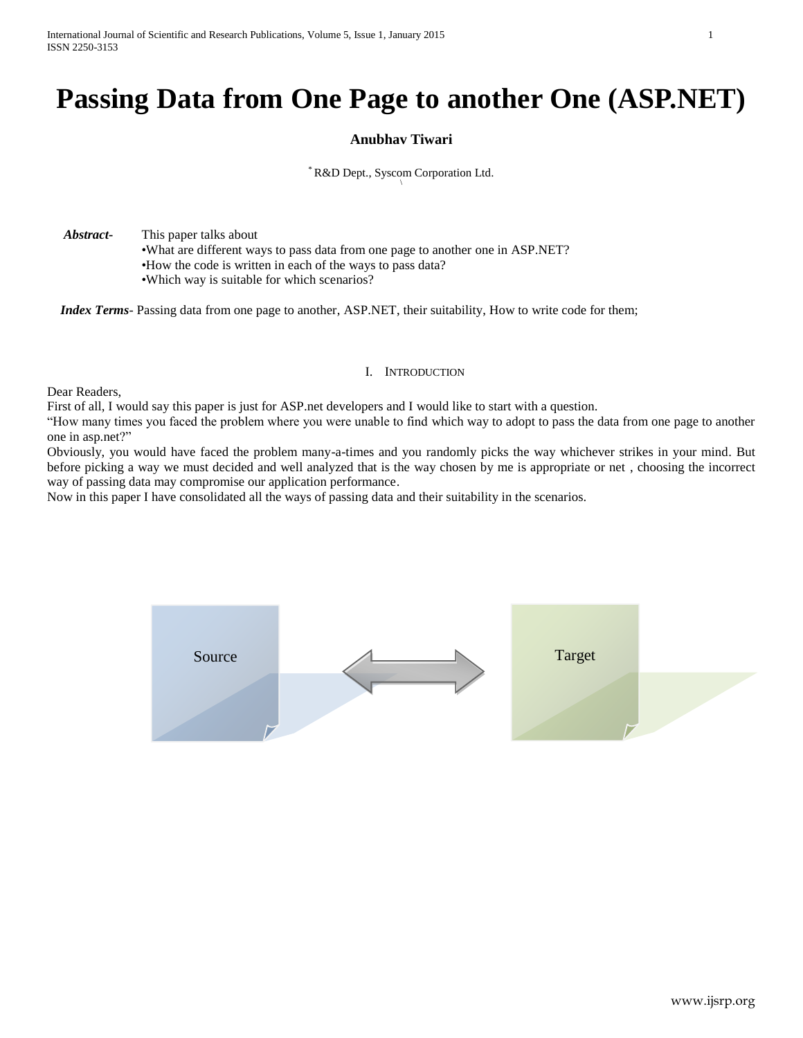# Passing Data from One Page to another One (ASP.NET)

**Anubhav Tiwari**

[*] R&D Dept., Syscom Corporation Ltd.

***Abstract-*** This paper talks about
•What are different ways to pass data from one page to another one in ASP.NET?
•How the code is written in each of the ways to pass data?
•Which way is suitable for which scenarios?

***Index Terms-*** Passing data from one page to another, ASP.NET, their suitability, How to write code for them;

## I. Introduction

Dear Readers,
First of all, I would say this paper is just for ASP.net developers and I would like to start with a question.
"How many times you faced the problem where you were unable to find which way to adopt to pass the data from one page to another one in asp.net?"
Obviously, you would have faced the problem many-a-times and you randomly picks the way whichever strikes in your mind. But before picking a way we must decided and well analyzed that is the way chosen by me is appropriate or net , choosing the incorrect way of passing data may compromise our application performance.
Now in this paper I have consolidated all the ways of passing data and their suitability in the scenarios.

Source ⟺ Target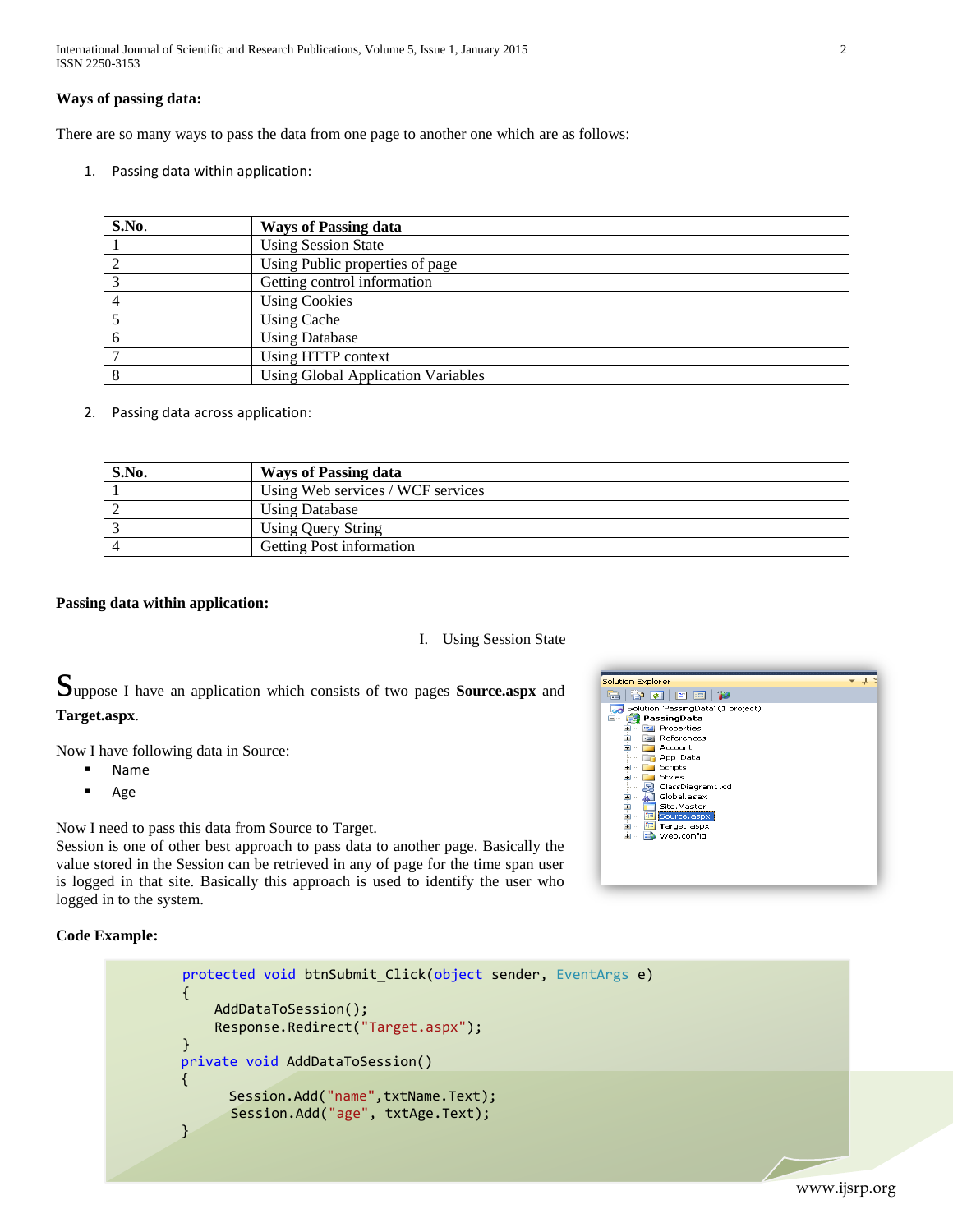**Ways of passing data:**

There are so many ways to pass the data from one page to another one which are as follows:

1. Passing data within application:

| S.No. | Ways of Passing data |
|---|---|
| 1 | Using Session State |
| 2 | Using Public properties of page |
| 3 | Getting control information |
| 4 | Using Cookies |
| 5 | Using Cache |
| 6 | Using Database |
| 7 | Using HTTP context |
| 8 | Using Global Application Variables |

2. Passing data across application:

| S.No. | Ways of Passing data |
|---|---|
| 1 | Using Web services / WCF services |
| 2 | Using Database |
| 3 | Using Query String |
| 4 | Getting Post information |

**Passing data within application:**

I. Using Session State

Suppose I have an application which consists of two pages **Source.aspx** and **Target.aspx**.

Now I have following data in Source:

- Name
- Age

Now I need to pass this data from Source to Target.
Session is one of other best approach to pass data to another page. Basically the value stored in the Session can be retrieved in any of page for the time span user is logged in that site. Basically this approach is used to identify the user who logged in to the system.

Solution Explorer
Solution 'PassingData' (1 project)
PassingData
Properties
References
Account
App_Data
Scripts
Styles
ClassDiagram1.cd
Global.asax
Site.Master
Source.aspx
Target.aspx
Web.config

**Code Example:**

```
protected void btnSubmit_Click(object sender, EventArgs e)
{
    AddDataToSession();
    Response.Redirect("Target.aspx");
}
private void AddDataToSession()
{
     Session.Add("name",txtName.Text);
     Session.Add("age", txtAge.Text);
}
```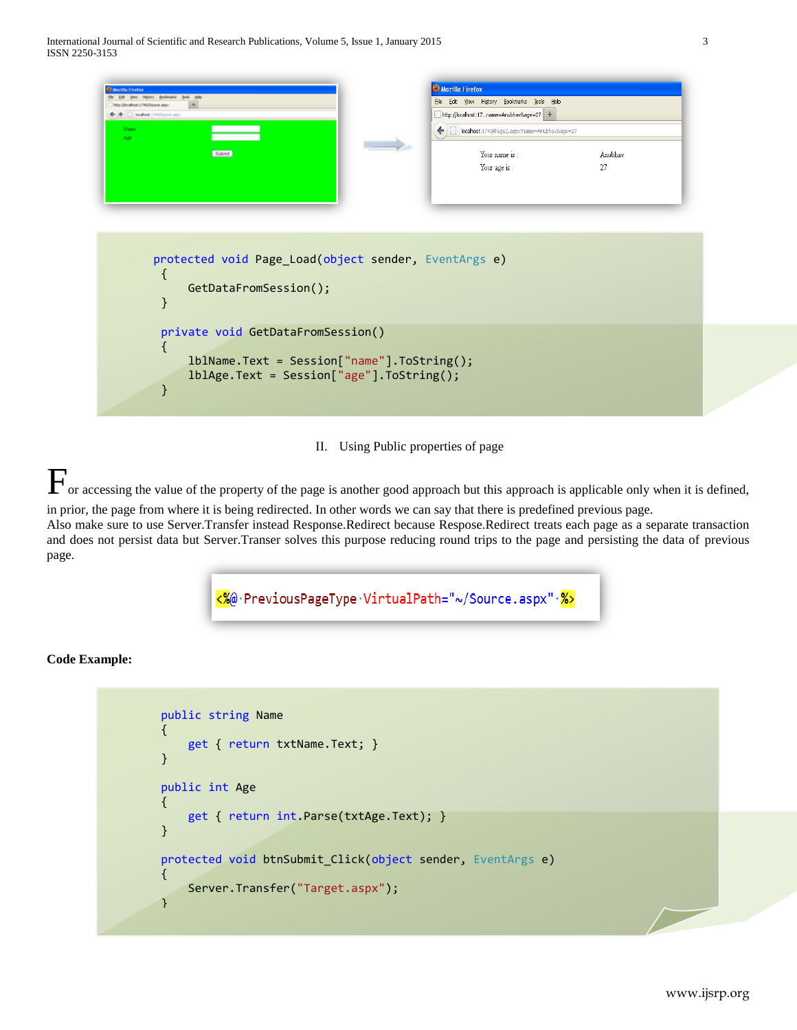```
protected void Page_Load(object sender, EventArgs e)
{
    GetDataFromSession();
}

private void GetDataFromSession()
{
    lblName.Text = Session["name"].ToString();
    lblAge.Text = Session["age"].ToString();
}
```

II. Using Public properties of page

For accessing the value of the property of the page is another good approach but this approach is applicable only when it is defined, in prior, the page from where it is being redirected. In other words we can say that there is predefined previous page.
Also make sure to use Server.Transfer instead Response.Redirect because Respose.Redirect treats each page as a separate transaction and does not persist data but Server.Transer solves this purpose reducing round trips to the page and persisting the data of previous page.

```
<%@ PreviousPageType VirtualPath="~/Source.aspx" %>
```

**Code Example:**

```
public string Name
{
    get { return txtName.Text; }
}

public int Age
{
    get { return int.Parse(txtAge.Text); }
}

protected void btnSubmit_Click(object sender, EventArgs e)
{
    Server.Transfer("Target.aspx");
}
```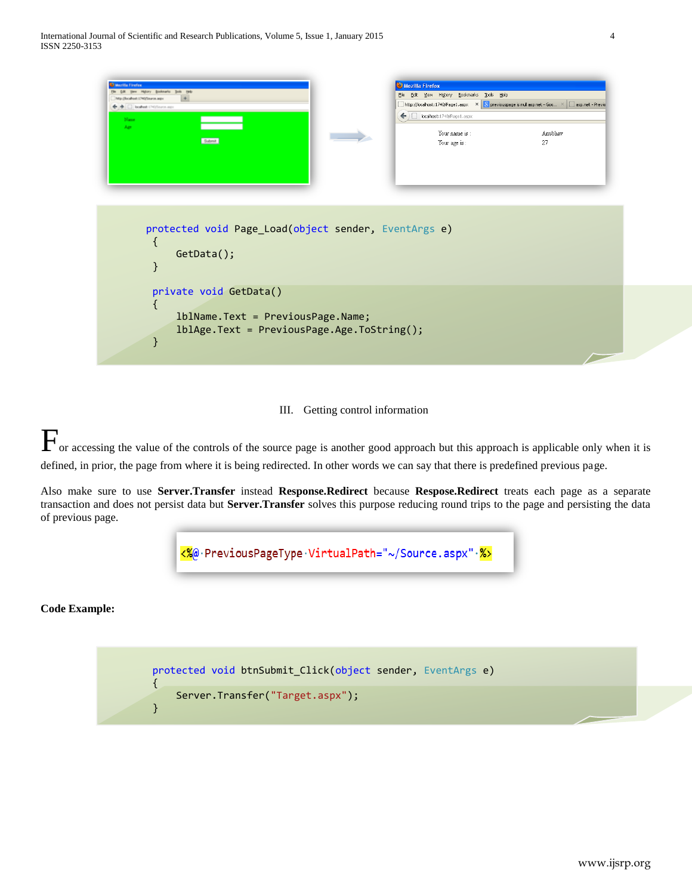```
protected void Page_Load(object sender, EventArgs e)
{
    GetData();
}

private void GetData()
{
    lblName.Text = PreviousPage.Name;
    lblAge.Text = PreviousPage.Age.ToString();
}
```

## III. Getting control information

For accessing the value of the controls of the source page is another good approach but this approach is applicable only when it is defined, in prior, the page from where it is being redirected. In other words we can say that there is predefined previous page.

Also make sure to use **Server.Transfer** instead **Response.Redirect** because **Respose.Redirect** treats each page as a separate transaction and does not persist data but **Server.Transfer** solves this purpose reducing round trips to the page and persisting the data of previous page.

```
<%@ PreviousPageType VirtualPath="~/Source.aspx" %>
```

**Code Example:**

```
protected void btnSubmit_Click(object sender, EventArgs e)
{
    Server.Transfer("Target.aspx");
}
```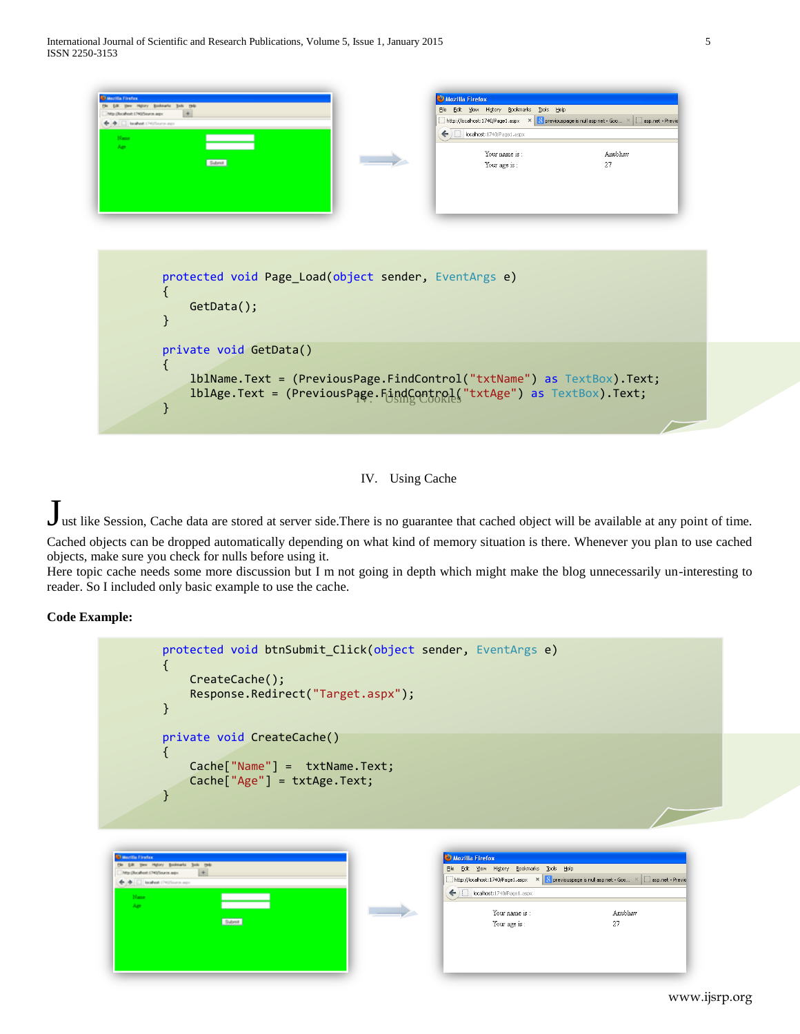```
protected void Page_Load(object sender, EventArgs e)
{
    GetData();
}

private void GetData()
{
    lblName.Text = (PreviousPage.FindControl("txtName") as TextBox).Text;
    lblAge.Text = (PreviousPage.FindControl("txtAge") as TextBox).Text;
}
```

## IV. Using Cache

Just like Session, Cache data are stored at server side.There is no guarantee that cached object will be available at any point of time. Cached objects can be dropped automatically depending on what kind of memory situation is there. Whenever you plan to use cached objects, make sure you check for nulls before using it.
Here topic cache needs some more discussion but I m not going in depth which might make the blog unnecessarily un-interesting to reader. So I included only basic example to use the cache.

**Code Example:**

```
protected void btnSubmit_Click(object sender, EventArgs e)
{
    CreateCache();
    Response.Redirect("Target.aspx");
}

private void CreateCache()
{
    Cache["Name"] =  txtName.Text;
    Cache["Age"] = txtAge.Text;
}
```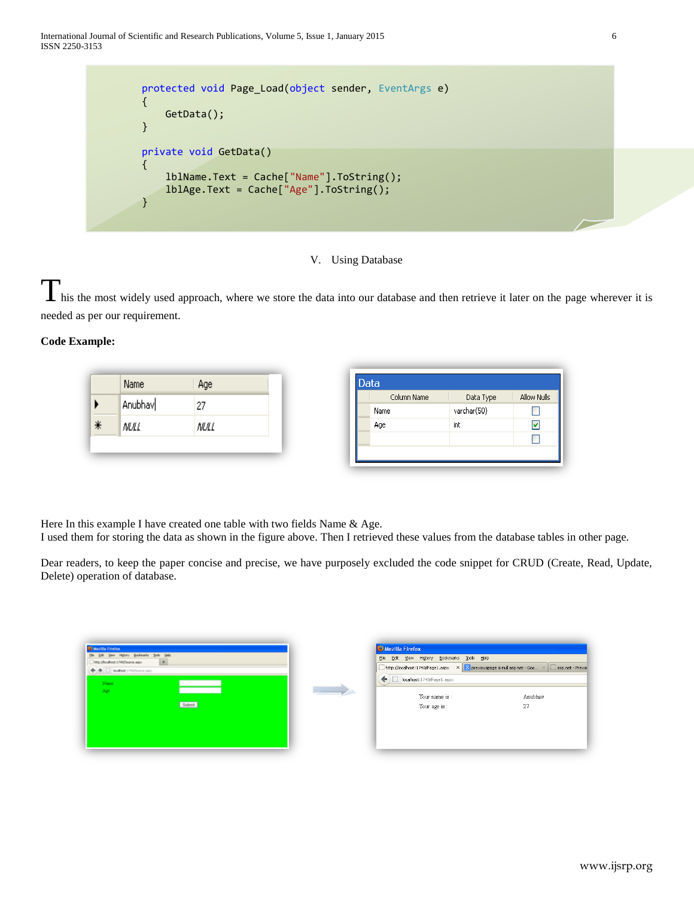```
protected void Page_Load(object sender, EventArgs e)
{
    GetData();
}

private void GetData()
{
    lblName.Text = Cache["Name"].ToString();
    lblAge.Text = Cache["Age"].ToString();
}
```

## V. Using Database

This the most widely used approach, where we store the data into our database and then retrieve it later on the page wherever it is needed as per our requirement.

**Code Example:**

| | Name | Age |
|---|---|---|
| ▶ | Anubhav | 27 |
| * | NULL | NULL |

Data

| Column Name | Data Type | Allow Nulls |
|---|---|---|
| Name | varchar(50) | ☐ |
| Age | int | ☑ |
| | | ☐ |

Here In this example I have created one table with two fields Name & Age.
I used them for storing the data as shown in the figure above. Then I retrieved these values from the database tables in other page.

Dear readers, to keep the paper concise and precise, we have purposely excluded the code snippet for CRUD (Create, Read, Update, Delete) operation of database.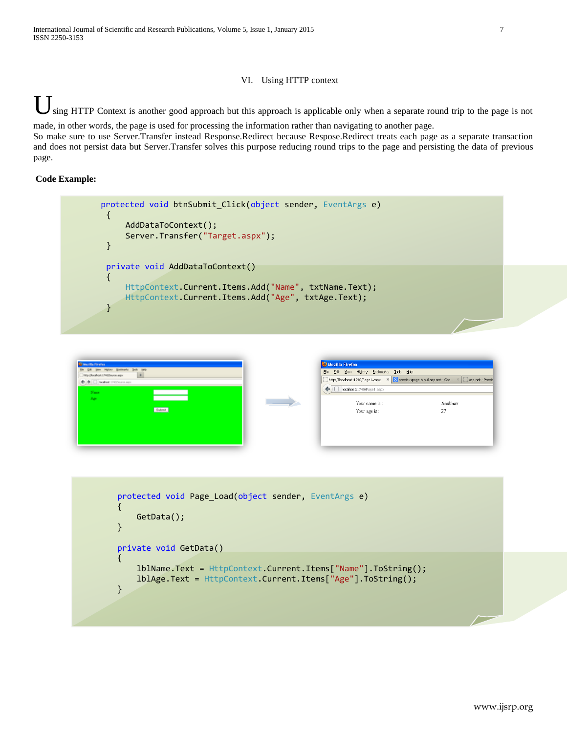## VI. Using HTTP context

Using HTTP Context is another good approach but this approach is applicable only when a separate round trip to the page is not made, in other words, the page is used for processing the information rather than navigating to another page.
So make sure to use Server.Transfer instead Response.Redirect because Respose.Redirect treats each page as a separate transaction and does not persist data but Server.Transfer solves this purpose reducing round trips to the page and persisting the data of previous page.

**Code Example:**

```
protected void btnSubmit_Click(object sender, EventArgs e)
 {
     AddDataToContext();
     Server.Transfer("Target.aspx");
 }

 private void AddDataToContext()
 {
     HttpContext.Current.Items.Add("Name", txtName.Text);
     HttpContext.Current.Items.Add("Age", txtAge.Text);
 }
```

```
protected void Page_Load(object sender, EventArgs e)
{
    GetData();
}

private void GetData()
{
    lblName.Text = HttpContext.Current.Items["Name"].ToString();
    lblAge.Text = HttpContext.Current.Items["Age"].ToString();
}
```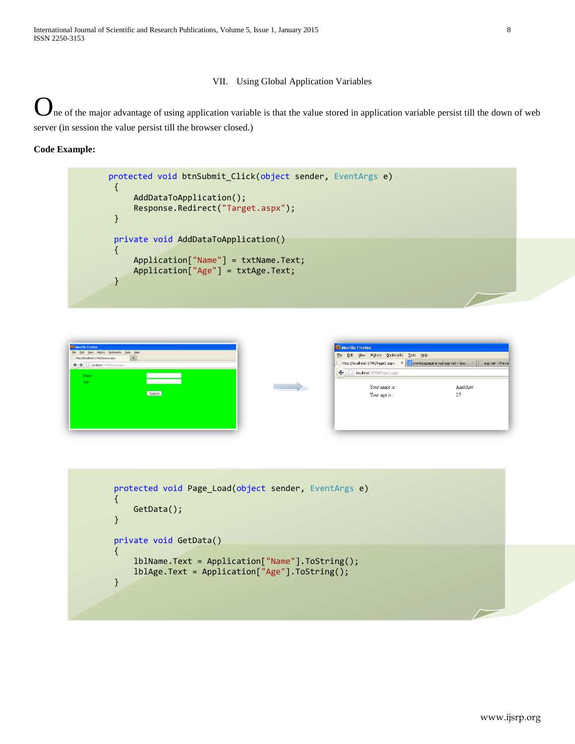## VII. Using Global Application Variables

One of the major advantage of using application variable is that the value stored in application variable persist till the down of web server (in session the value persist till the browser closed.)

**Code Example:**

```
protected void btnSubmit_Click(object sender, EventArgs e)
 {
     AddDataToApplication();
     Response.Redirect("Target.aspx");
 }

 private void AddDataToApplication()
 {
     Application["Name"] = txtName.Text;
     Application["Age"] = txtAge.Text;
 }
```

```
protected void Page_Load(object sender, EventArgs e)
{
    GetData();
}

private void GetData()
{
    lblName.Text = Application["Name"].ToString();
    lblAge.Text = Application["Age"].ToString();
}
```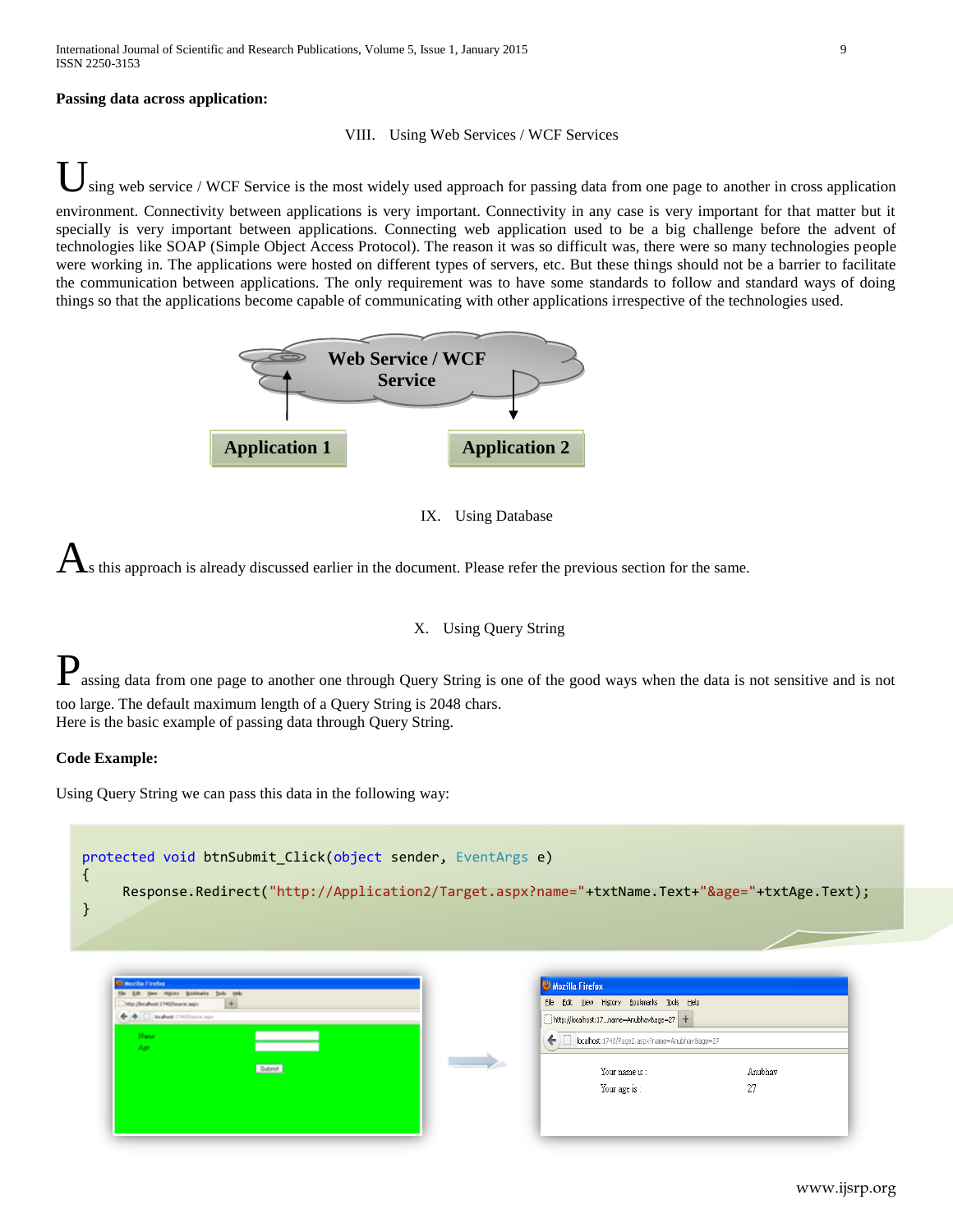**Passing data across application:**

## VIII. Using Web Services / WCF Services

Using web service / WCF Service is the most widely used approach for passing data from one page to another in cross application environment. Connectivity between applications is very important. Connectivity in any case is very important for that matter but it specially is very important between applications. Connecting web application used to be a big challenge before the advent of technologies like SOAP (Simple Object Access Protocol). The reason it was so difficult was, there were so many technologies people were working in. The applications were hosted on different types of servers, etc. But these things should not be a barrier to facilitate the communication between applications. The only requirement was to have some standards to follow and standard ways of doing things so that the applications become capable of communicating with other applications irrespective of the technologies used.

## IX. Using Database

As this approach is already discussed earlier in the document. Please refer the previous section for the same.

## X. Using Query String

Passing data from one page to another one through Query String is one of the good ways when the data is not sensitive and is not too large. The default maximum length of a Query String is 2048 chars.
Here is the basic example of passing data through Query String.

**Code Example:**

Using Query String we can pass this data in the following way:

```
protected void btnSubmit_Click(object sender, EventArgs e)
{
     Response.Redirect("http://Application2/Target.aspx?name="+txtName.Text+"&age="+txtAge.Text);
}
```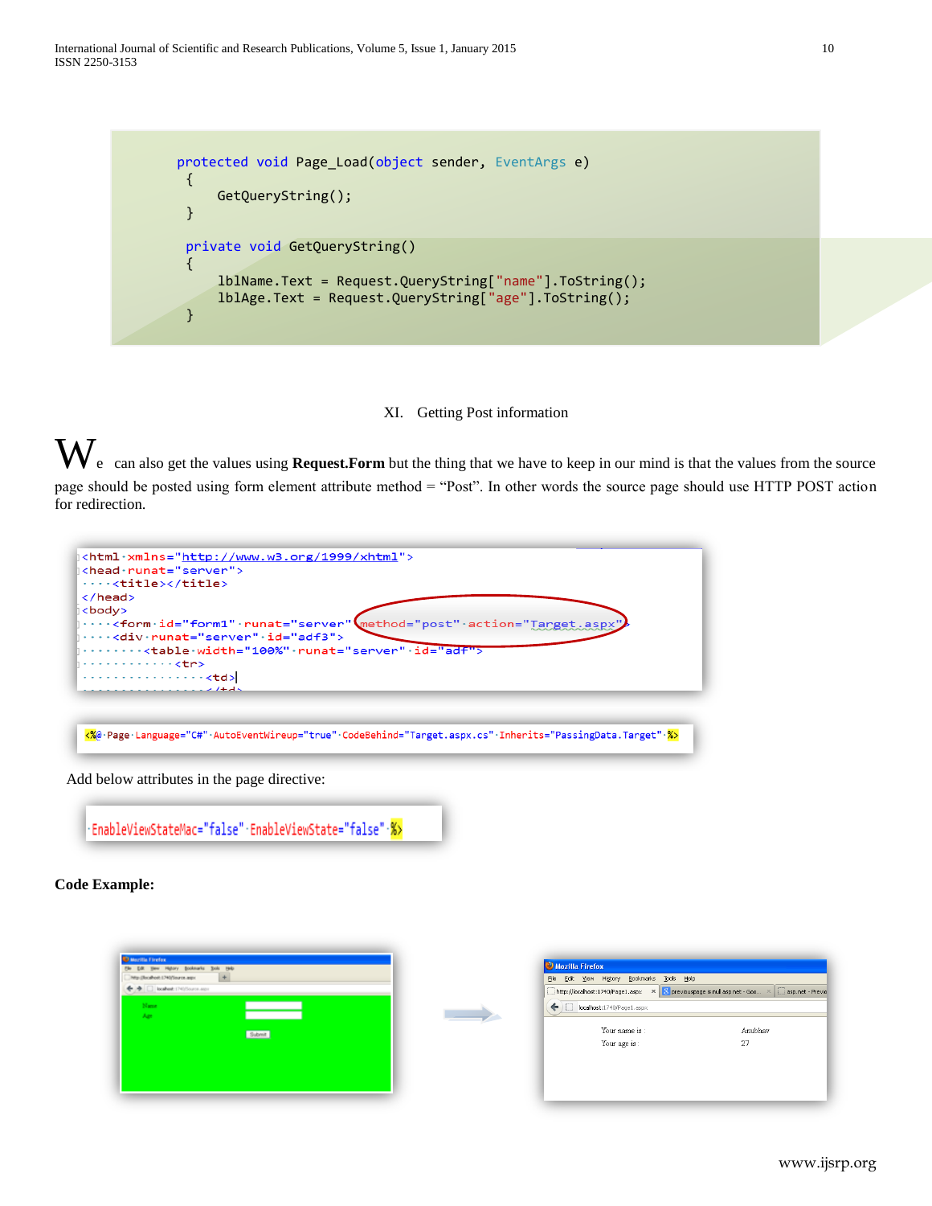```
protected void Page_Load(object sender, EventArgs e)
{
    GetQueryString();
}

private void GetQueryString()
{
    lblName.Text = Request.QueryString["name"].ToString();
    lblAge.Text = Request.QueryString["age"].ToString();
}
```

## XI. Getting Post information

We can also get the values using **Request.Form** but the thing that we have to keep in our mind is that the values from the source page should be posted using form element attribute method = "Post". In other words the source page should use HTTP POST action for redirection.

```
<html xmlns="http://www.w3.org/1999/xhtml">
<head runat="server">
    <title></title>
</head>
<body>
    <form id="form1" runat="server" method="post" action="Target.aspx">
    <div runat="server" id="adf3">
        <table width="100%" runat="server" id="adf">
            <tr>
                <td>
```

```
<%@ Page Language="C#" AutoEventWireup="true" CodeBehind="Target.aspx.cs" Inherits="PassingData.Target" %>
```

Add below attributes in the page directive:

```
EnableViewStateMac="false" EnableViewState="false" %>
```

**Code Example:**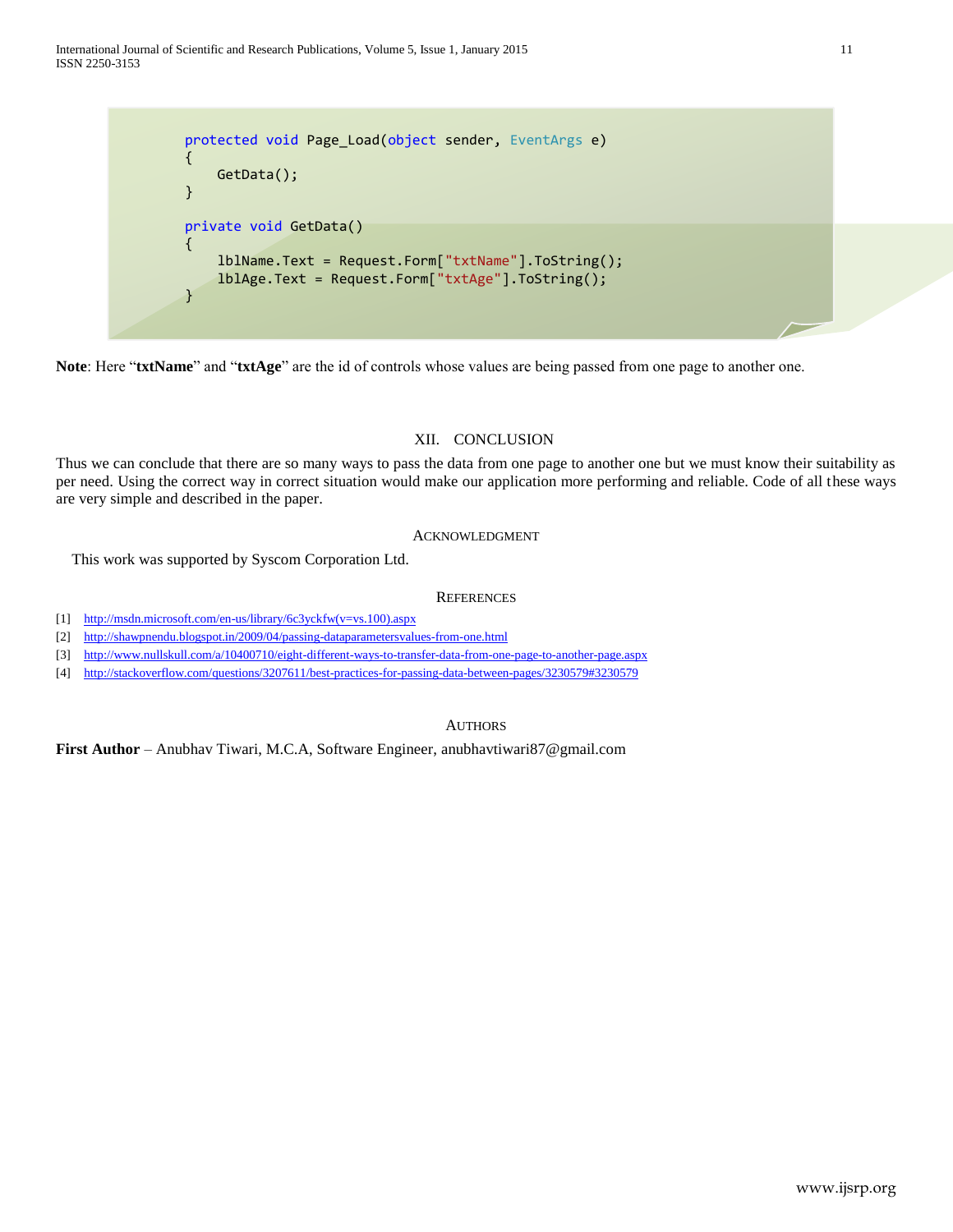```
protected void Page_Load(object sender, EventArgs e)
{
    GetData();
}

private void GetData()
{
    lblName.Text = Request.Form["txtName"].ToString();
    lblAge.Text = Request.Form["txtAge"].ToString();
}
```

**Note**: Here “**txtName**” and “**txtAge**” are the id of controls whose values are being passed from one page to another one.

## XII. CONCLUSION

Thus we can conclude that there are so many ways to pass the data from one page to another one but we must know their suitability as per need. Using the correct way in correct situation would make our application more performing and reliable. Code of all these ways are very simple and described in the paper.

## ACKNOWLEDGMENT

This work was supported by Syscom Corporation Ltd.

## REFERENCES

[1] http://msdn.microsoft.com/en-us/library/6c3yckfw(v=vs.100).aspx

[2] http://shawpnendu.blogspot.in/2009/04/passing-dataparametersvalues-from-one.html

[3] http://www.nullskull.com/a/10400710/eight-different-ways-to-transfer-data-from-one-page-to-another-page.aspx

[4] http://stackoverflow.com/questions/3207611/best-practices-for-passing-data-between-pages/3230579#3230579

## AUTHORS

**First Author** – Anubhav Tiwari, M.C.A, Software Engineer, anubhavtiwari87@gmail.com